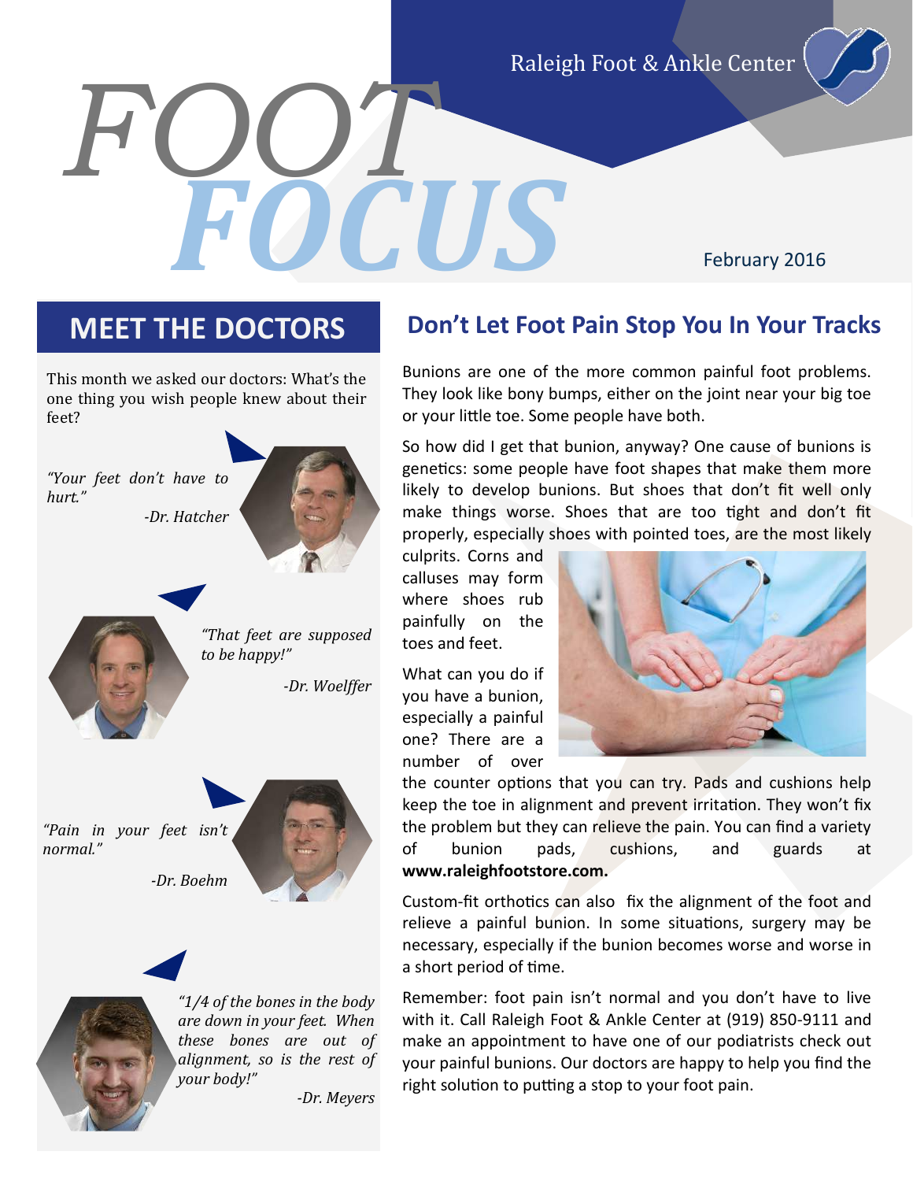Raleigh Foot & Ankle Center

# FOOT FOCUS

February 2016

## MEET THE DOCTORS

This month we asked our doctors: What's the one thing you wish people knew about their feet?

*"Your feet don't have to hurt."*

*-Dr. Hatcher*

*"That feet are supposed to be happy!"*

*-Dr. Woelffer*

*"Pain in your feet isn't normal."*

*-Dr. Boehm*

*"1/4 of the bones in the body are down in your feet. When these bones are out of alignment, so is the rest of your body!"*

*-Dr. Meyers*

## Don't Let Foot Pain Stop You In Your Tracks

Bunions are one of the more common painful foot problems. They look like bony bumps, either on the joint near your big toe or your little toe. Some people have both.

So how did I get that bunion, anyway? One cause of bunions is genetics: some people have foot shapes that make them more likely to develop bunions. But shoes that don't fit well only make things worse. Shoes that are too tight and don't fit properly, especially shoes with pointed toes, are the most likely culprits. Corns and calluses may form where shoes rub painfully on the toes and feet.

What can you do if you have a bunion, especially a painful one? There are a number of over the counter options that you can try. Pads and cushions help keep the toe in alignment and prevent irritation. They won't fix the problem but they can relieve the pain. You can find a variety of bunion pads, cushions, and guards at **www.raleighfootstore.com.**

Custom-fit orthotics can also fix the alignment of the foot and relieve a painful bunion. In some situations, surgery may be necessary, especially if the bunion becomes worse and worse in a short period of time.

Remember: foot pain isn't normal and you don't have to live with it. Call Raleigh Foot & Ankle Center at (919) 850-9111 and make an appointment to have one of our podiatrists check out your painful bunions. Our doctors are happy to help you find the right solution to putting a stop to your foot pain.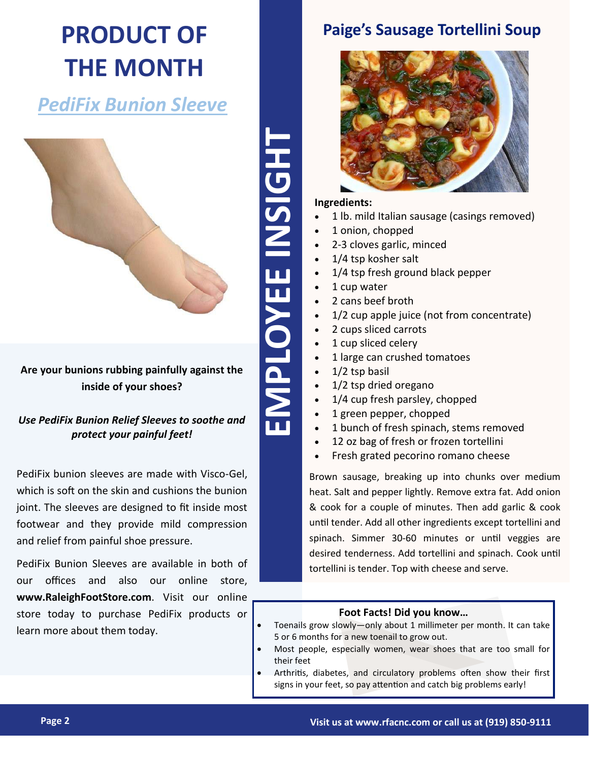# PRODUCT OF THE MONTH

## *PediFix Bunion Sleeve*

**Are your bunions rubbing painfully against the inside of your shoes?**

***Use PediFix Bunion Relief Sleeves to soothe and protect your painful feet!***

PediFix bunion sleeves are made with Visco-Gel, which is soft on the skin and cushions the bunion joint. The sleeves are designed to fit inside most footwear and they provide mild compression and relief from painful shoe pressure.

PediFix Bunion Sleeves are available in both of our offices and also our online store, **www.RaleighFootStore.com**. Visit our online store today to purchase PediFix products or learn more about them today.

# EMPLOYEE INSIGHT

## Paige's Sausage Tortellini Soup

**Ingredients:**

- 1 lb. mild Italian sausage (casings removed)
- 1 onion, chopped
- 2-3 cloves garlic, minced
- 1/4 tsp kosher salt
- 1/4 tsp fresh ground black pepper
- 1 cup water
- 2 cans beef broth
- 1/2 cup apple juice (not from concentrate)
- 2 cups sliced carrots
- 1 cup sliced celery
- 1 large can crushed tomatoes
- 1/2 tsp basil
- 1/2 tsp dried oregano
- 1/4 cup fresh parsley, chopped
- 1 green pepper, chopped
- 1 bunch of fresh spinach, stems removed
- 12 oz bag of fresh or frozen tortellini
- Fresh grated pecorino romano cheese

Brown sausage, breaking up into chunks over medium heat. Salt and pepper lightly. Remove extra fat. Add onion & cook for a couple of minutes. Then add garlic & cook until tender. Add all other ingredients except tortellini and spinach. Simmer 30-60 minutes or until veggies are desired tenderness. Add tortellini and spinach. Cook until tortellini is tender. Top with cheese and serve.

**Foot Facts! Did you know…**

- Toenails grow slowly—only about 1 millimeter per month. It can take 5 or 6 months for a new toenail to grow out.
- Most people, especially women, wear shoes that are too small for their feet
- Arthritis, diabetes, and circulatory problems often show their first signs in your feet, so pay attention and catch big problems early!

**Visit us at www.rfacnc.com or call us at (919) 850-9111**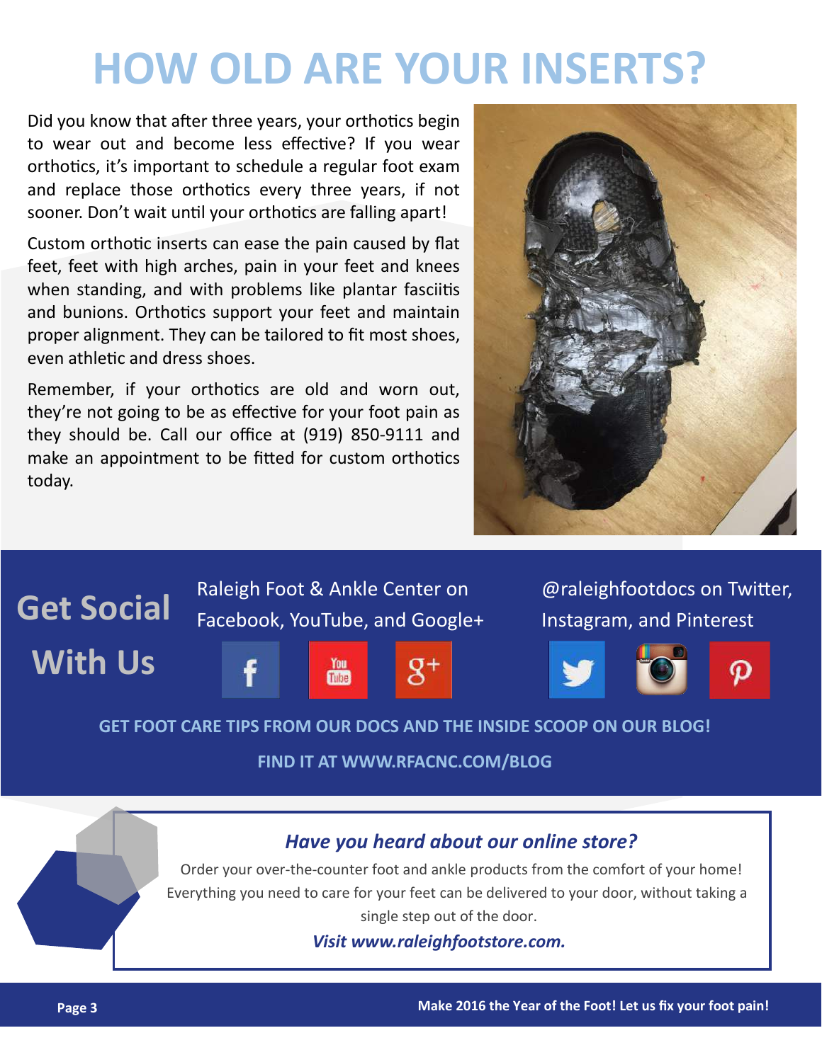# HOW OLD ARE YOUR INSERTS?

Did you know that after three years, your orthotics begin to wear out and become less effective? If you wear orthotics, it's important to schedule a regular foot exam and replace those orthotics every three years, if not sooner. Don't wait until your orthotics are falling apart!

Custom orthotic inserts can ease the pain caused by flat feet, feet with high arches, pain in your feet and knees when standing, and with problems like plantar fasciitis and bunions. Orthotics support your feet and maintain proper alignment. They can be tailored to fit most shoes, even athletic and dress shoes.

Remember, if your orthotics are old and worn out, they're not going to be as effective for your foot pain as they should be. Call our office at (919) 850-9111 and make an appointment to be fitted for custom orthotics today.

## Get Social With Us

Raleigh Foot & Ankle Center on Facebook, YouTube, and Google+

@raleighfootdocs on Twitter, Instagram, and Pinterest

**GET FOOT CARE TIPS FROM OUR DOCS AND THE INSIDE SCOOP ON OUR BLOG!**

**FIND IT AT WWW.RFACNC.COM/BLOG**

### *Have you heard about our online store?*

Order your over-the-counter foot and ankle products from the comfort of your home! Everything you need to care for your feet can be delivered to your door, without taking a single step out of the door.

***Visit www.raleighfootstore.com.***

**Make 2016 the Year of the Foot! Let us fix your foot pain!**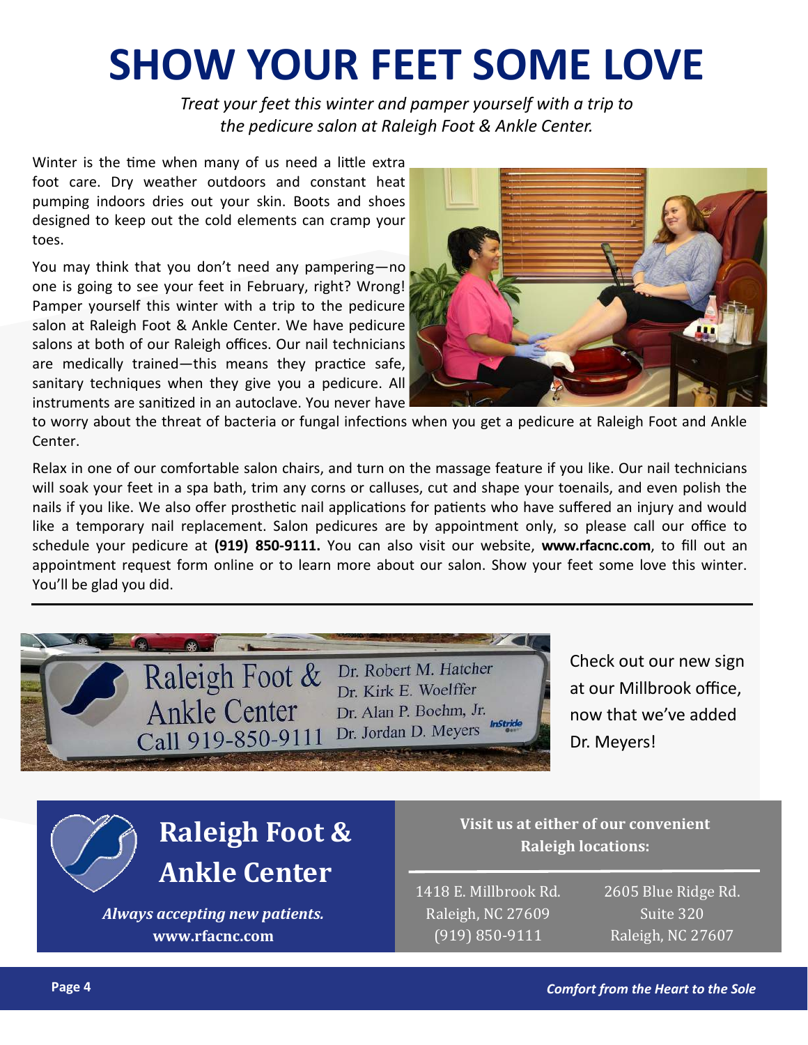# SHOW YOUR FEET SOME LOVE

*Treat your feet this winter and pamper yourself with a trip to the pedicure salon at Raleigh Foot & Ankle Center.*

Winter is the time when many of us need a little extra foot care. Dry weather outdoors and constant heat pumping indoors dries out your skin. Boots and shoes designed to keep out the cold elements can cramp your toes.

You may think that you don't need any pampering—no one is going to see your feet in February, right? Wrong! Pamper yourself this winter with a trip to the pedicure salon at Raleigh Foot & Ankle Center. We have pedicure salons at both of our Raleigh offices. Our nail technicians are medically trained—this means they practice safe, sanitary techniques when they give you a pedicure. All instruments are sanitized in an autoclave. You never have to worry about the threat of bacteria or fungal infections when you get a pedicure at Raleigh Foot and Ankle Center.

Relax in one of our comfortable salon chairs, and turn on the massage feature if you like. Our nail technicians will soak your feet in a spa bath, trim any corns or calluses, cut and shape your toenails, and even polish the nails if you like. We also offer prosthetic nail applications for patients who have suffered an injury and would like a temporary nail replacement. Salon pedicures are by appointment only, so please call our office to schedule your pedicure at **(919) 850-9111.** You can also visit our website, **www.rfacnc.com**, to fill out an appointment request form online or to learn more about our salon. Show your feet some love this winter. You'll be glad you did.

---

Check out our new sign at our Millbrook office, now that we've added Dr. Meyers!

## Raleigh Foot & Ankle Center

***Always accepting new patients.***
**www.rfacnc.com**

**Visit us at either of our convenient Raleigh locations:**

1418 E. Millbrook Rd.
Raleigh, NC 27609
(919) 850-9111

2605 Blue Ridge Rd.
Suite 320
Raleigh, NC 27607

***Comfort from the Heart to the Sole***